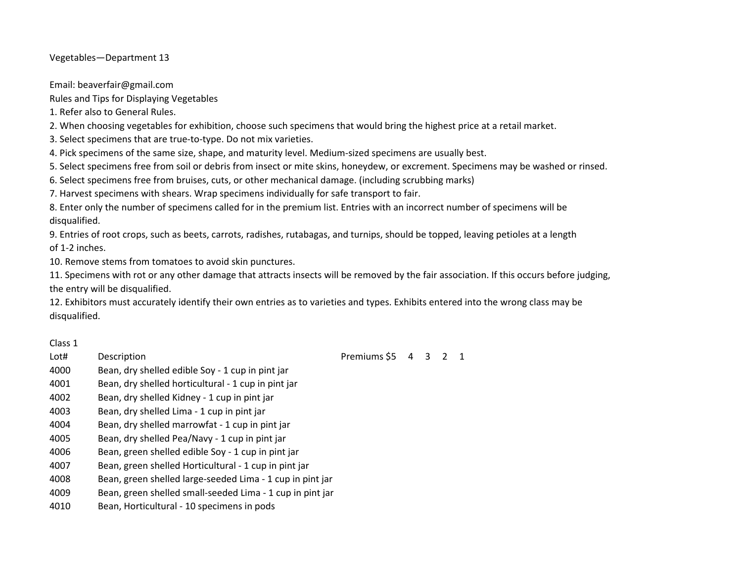# Vegetables—Department 13

Email: beaverfair@gmail.com

Rules and Tips for Displaying Vegetables

1. Refer also to General Rules.
2. When choosing vegetables for exhibition, choose such specimens that would bring the highest price at a retail market.
3. Select specimens that are true-to-type. Do not mix varieties.
4. Pick specimens of the same size, shape, and maturity level. Medium-sized specimens are usually best.
5. Select specimens free from soil or debris from insect or mite skins, honeydew, or excrement. Specimens may be washed or rinsed.
6. Select specimens free from bruises, cuts, or other mechanical damage. (including scrubbing marks)
7. Harvest specimens with shears. Wrap specimens individually for safe transport to fair.
8. Enter only the number of specimens called for in the premium list. Entries with an incorrect number of specimens will be disqualified.
9. Entries of root crops, such as beets, carrots, radishes, rutabagas, and turnips, should be topped, leaving petioles at a length of 1-2 inches.
10. Remove stems from tomatoes to avoid skin punctures.
11. Specimens with rot or any other damage that attracts insects will be removed by the fair association. If this occurs before judging, the entry will be disqualified.
12. Exhibitors must accurately identify their own entries as to varieties and types. Exhibits entered into the wrong class may be disqualified.

Class 1

| Lot# | Description | Premiums $5 | 4 | 3 | 2 | 1 |
|---|---|---|---|---|---|---|
| 4000 | Bean, dry shelled edible Soy - 1 cup in pint jar | | | | | |
| 4001 | Bean, dry shelled horticultural - 1 cup in pint jar | | | | | |
| 4002 | Bean, dry shelled Kidney - 1 cup in pint jar | | | | | |
| 4003 | Bean, dry shelled Lima - 1 cup in pint jar | | | | | |
| 4004 | Bean, dry shelled marrowfat - 1 cup in pint jar | | | | | |
| 4005 | Bean, dry shelled Pea/Navy - 1 cup in pint jar | | | | | |
| 4006 | Bean, green shelled edible Soy - 1 cup in pint jar | | | | | |
| 4007 | Bean, green shelled Horticultural - 1 cup in pint jar | | | | | |
| 4008 | Bean, green shelled large-seeded Lima - 1 cup in pint jar | | | | | |
| 4009 | Bean, green shelled small-seeded Lima - 1 cup in pint jar | | | | | |
| 4010 | Bean, Horticultural - 10 specimens in pods | | | | | |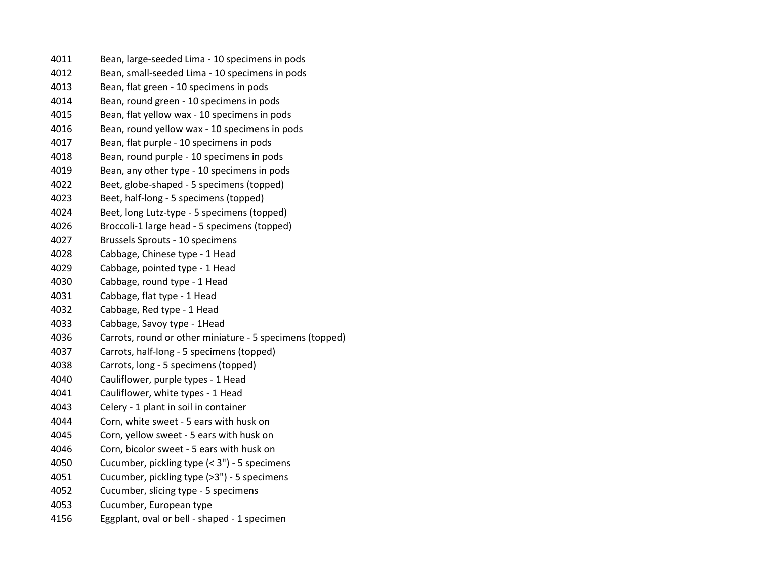| | |
|---|---|
| 4011 | Bean, large-seeded Lima - 10 specimens in pods |
| 4012 | Bean, small-seeded Lima - 10 specimens in pods |
| 4013 | Bean, flat green - 10 specimens in pods |
| 4014 | Bean, round green - 10 specimens in pods |
| 4015 | Bean, flat yellow wax - 10 specimens in pods |
| 4016 | Bean, round yellow wax - 10 specimens in pods |
| 4017 | Bean, flat purple - 10 specimens in pods |
| 4018 | Bean, round purple - 10 specimens in pods |
| 4019 | Bean, any other type - 10 specimens in pods |
| 4022 | Beet, globe-shaped - 5 specimens (topped) |
| 4023 | Beet, half-long - 5 specimens (topped) |
| 4024 | Beet, long Lutz-type - 5 specimens (topped) |
| 4026 | Broccoli-1 large head - 5 specimens (topped) |
| 4027 | Brussels Sprouts - 10 specimens |
| 4028 | Cabbage, Chinese type - 1 Head |
| 4029 | Cabbage, pointed type - 1 Head |
| 4030 | Cabbage, round type - 1 Head |
| 4031 | Cabbage, flat type - 1 Head |
| 4032 | Cabbage, Red type - 1 Head |
| 4033 | Cabbage, Savoy type - 1Head |
| 4036 | Carrots, round or other miniature - 5 specimens (topped) |
| 4037 | Carrots, half-long - 5 specimens (topped) |
| 4038 | Carrots, long - 5 specimens (topped) |
| 4040 | Cauliflower, purple types - 1 Head |
| 4041 | Cauliflower, white types - 1 Head |
| 4043 | Celery - 1 plant in soil in container |
| 4044 | Corn, white sweet - 5 ears with husk on |
| 4045 | Corn, yellow sweet - 5 ears with husk on |
| 4046 | Corn, bicolor sweet - 5 ears with husk on |
| 4050 | Cucumber, pickling type (< 3") - 5 specimens |
| 4051 | Cucumber, pickling type (>3") - 5 specimens |
| 4052 | Cucumber, slicing type - 5 specimens |
| 4053 | Cucumber, European type |
| 4156 | Eggplant, oval or bell - shaped - 1 specimen |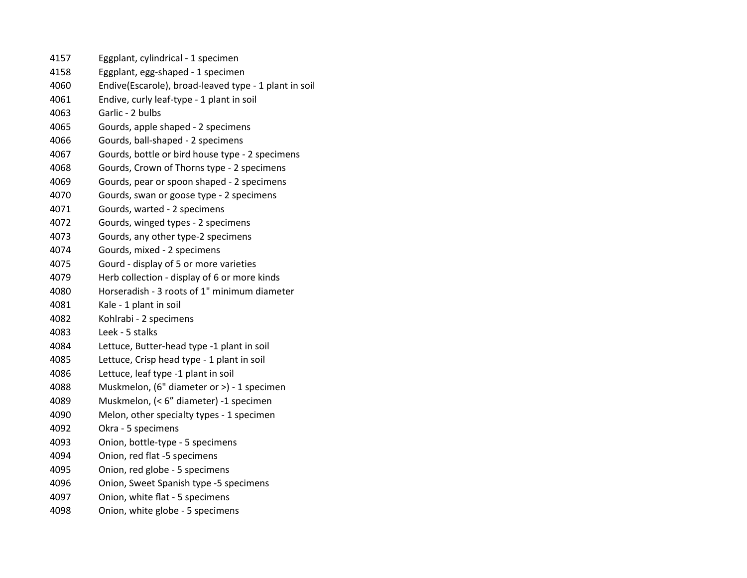| | |
|---|---|
| 4157 | Eggplant, cylindrical - 1 specimen |
| 4158 | Eggplant, egg-shaped - 1 specimen |
| 4060 | Endive(Escarole), broad-leaved type - 1 plant in soil |
| 4061 | Endive, curly leaf-type - 1 plant in soil |
| 4063 | Garlic - 2 bulbs |
| 4065 | Gourds, apple shaped - 2 specimens |
| 4066 | Gourds, ball-shaped - 2 specimens |
| 4067 | Gourds, bottle or bird house type - 2 specimens |
| 4068 | Gourds, Crown of Thorns type - 2 specimens |
| 4069 | Gourds, pear or spoon shaped - 2 specimens |
| 4070 | Gourds, swan or goose type - 2 specimens |
| 4071 | Gourds, warted - 2 specimens |
| 4072 | Gourds, winged types - 2 specimens |
| 4073 | Gourds, any other type-2 specimens |
| 4074 | Gourds, mixed - 2 specimens |
| 4075 | Gourd - display of 5 or more varieties |
| 4079 | Herb collection - display of 6 or more kinds |
| 4080 | Horseradish - 3 roots of 1" minimum diameter |
| 4081 | Kale - 1 plant in soil |
| 4082 | Kohlrabi - 2 specimens |
| 4083 | Leek - 5 stalks |
| 4084 | Lettuce, Butter-head type -1 plant in soil |
| 4085 | Lettuce, Crisp head type - 1 plant in soil |
| 4086 | Lettuce, leaf type -1 plant in soil |
| 4088 | Muskmelon, (6" diameter or >) - 1 specimen |
| 4089 | Muskmelon, (< 6" diameter) -1 specimen |
| 4090 | Melon, other specialty types - 1 specimen |
| 4092 | Okra - 5 specimens |
| 4093 | Onion, bottle-type - 5 specimens |
| 4094 | Onion, red flat -5 specimens |
| 4095 | Onion, red globe - 5 specimens |
| 4096 | Onion, Sweet Spanish type -5 specimens |
| 4097 | Onion, white flat - 5 specimens |
| 4098 | Onion, white globe - 5 specimens |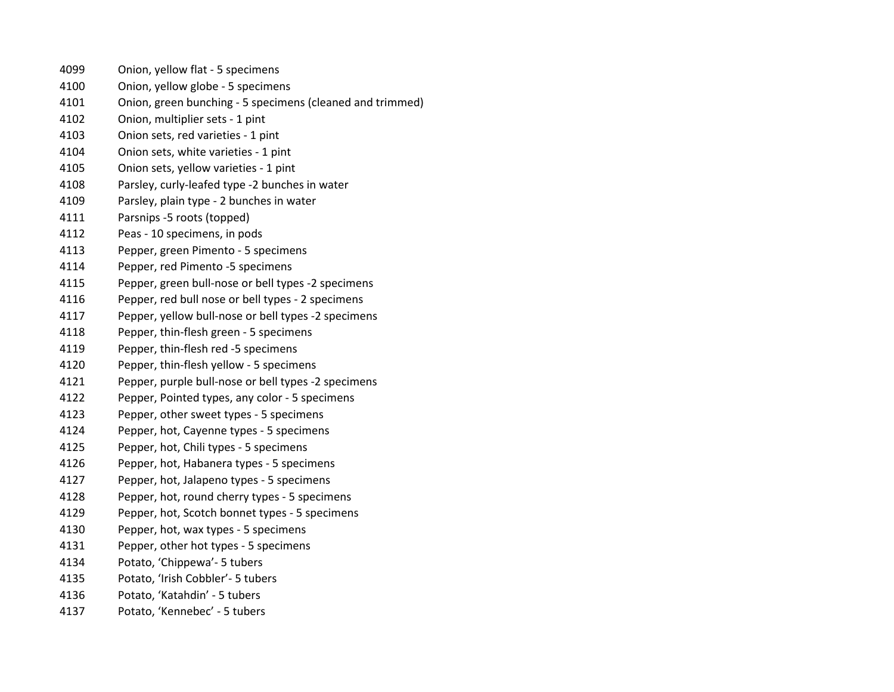4099 Onion, yellow flat - 5 specimens
4100 Onion, yellow globe - 5 specimens
4101 Onion, green bunching - 5 specimens (cleaned and trimmed)
4102 Onion, multiplier sets - 1 pint
4103 Onion sets, red varieties - 1 pint
4104 Onion sets, white varieties - 1 pint
4105 Onion sets, yellow varieties - 1 pint
4108 Parsley, curly-leafed type -2 bunches in water
4109 Parsley, plain type - 2 bunches in water
4111 Parsnips -5 roots (topped)
4112 Peas - 10 specimens, in pods
4113 Pepper, green Pimento - 5 specimens
4114 Pepper, red Pimento -5 specimens
4115 Pepper, green bull-nose or bell types -2 specimens
4116 Pepper, red bull nose or bell types - 2 specimens
4117 Pepper, yellow bull-nose or bell types -2 specimens
4118 Pepper, thin-flesh green - 5 specimens
4119 Pepper, thin-flesh red -5 specimens
4120 Pepper, thin-flesh yellow - 5 specimens
4121 Pepper, purple bull-nose or bell types -2 specimens
4122 Pepper, Pointed types, any color - 5 specimens
4123 Pepper, other sweet types - 5 specimens
4124 Pepper, hot, Cayenne types - 5 specimens
4125 Pepper, hot, Chili types - 5 specimens
4126 Pepper, hot, Habanera types - 5 specimens
4127 Pepper, hot, Jalapeno types - 5 specimens
4128 Pepper, hot, round cherry types - 5 specimens
4129 Pepper, hot, Scotch bonnet types - 5 specimens
4130 Pepper, hot, wax types - 5 specimens
4131 Pepper, other hot types - 5 specimens
4134 Potato, 'Chippewa'- 5 tubers
4135 Potato, 'Irish Cobbler'- 5 tubers
4136 Potato, 'Katahdin' - 5 tubers
4137 Potato, 'Kennebec' - 5 tubers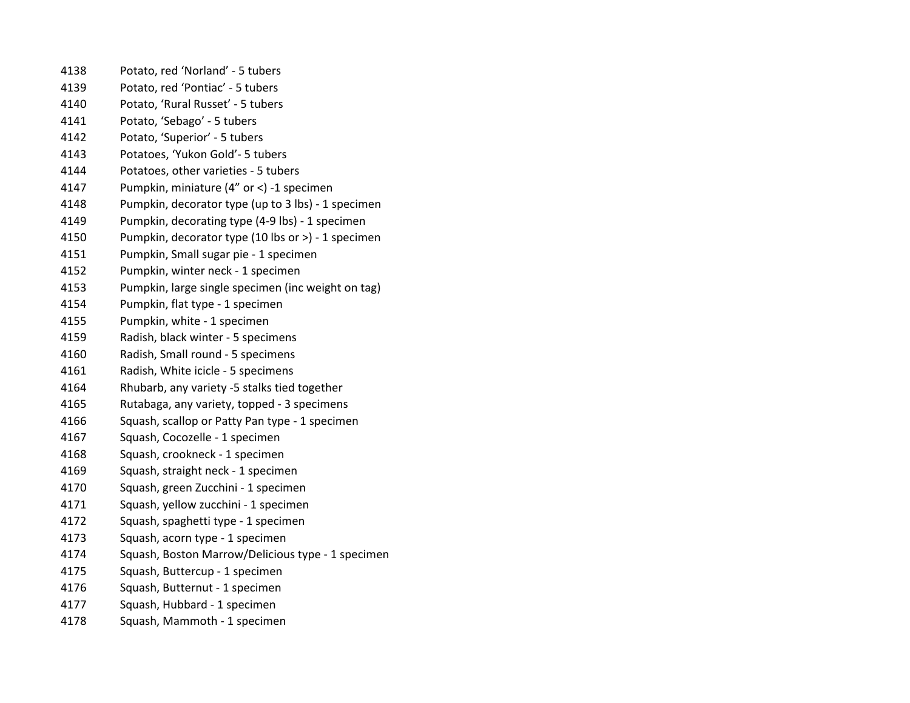4138 Potato, red ‘Norland’ - 5 tubers
4139 Potato, red ‘Pontiac’ - 5 tubers
4140 Potato, ‘Rural Russet’ - 5 tubers
4141 Potato, ‘Sebago’ - 5 tubers
4142 Potato, ‘Superior’ - 5 tubers
4143 Potatoes, ‘Yukon Gold’- 5 tubers
4144 Potatoes, other varieties - 5 tubers
4147 Pumpkin, miniature (4” or <) -1 specimen
4148 Pumpkin, decorator type (up to 3 lbs) - 1 specimen
4149 Pumpkin, decorating type (4-9 lbs) - 1 specimen
4150 Pumpkin, decorator type (10 lbs or >) - 1 specimen
4151 Pumpkin, Small sugar pie - 1 specimen
4152 Pumpkin, winter neck - 1 specimen
4153 Pumpkin, large single specimen (inc weight on tag)
4154 Pumpkin, flat type - 1 specimen
4155 Pumpkin, white - 1 specimen
4159 Radish, black winter - 5 specimens
4160 Radish, Small round - 5 specimens
4161 Radish, White icicle - 5 specimens
4164 Rhubarb, any variety -5 stalks tied together
4165 Rutabaga, any variety, topped - 3 specimens
4166 Squash, scallop or Patty Pan type - 1 specimen
4167 Squash, Cocozelle - 1 specimen
4168 Squash, crookneck - 1 specimen
4169 Squash, straight neck - 1 specimen
4170 Squash, green Zucchini - 1 specimen
4171 Squash, yellow zucchini - 1 specimen
4172 Squash, spaghetti type - 1 specimen
4173 Squash, acorn type - 1 specimen
4174 Squash, Boston Marrow/Delicious type - 1 specimen
4175 Squash, Buttercup - 1 specimen
4176 Squash, Butternut - 1 specimen
4177 Squash, Hubbard - 1 specimen
4178 Squash, Mammoth - 1 specimen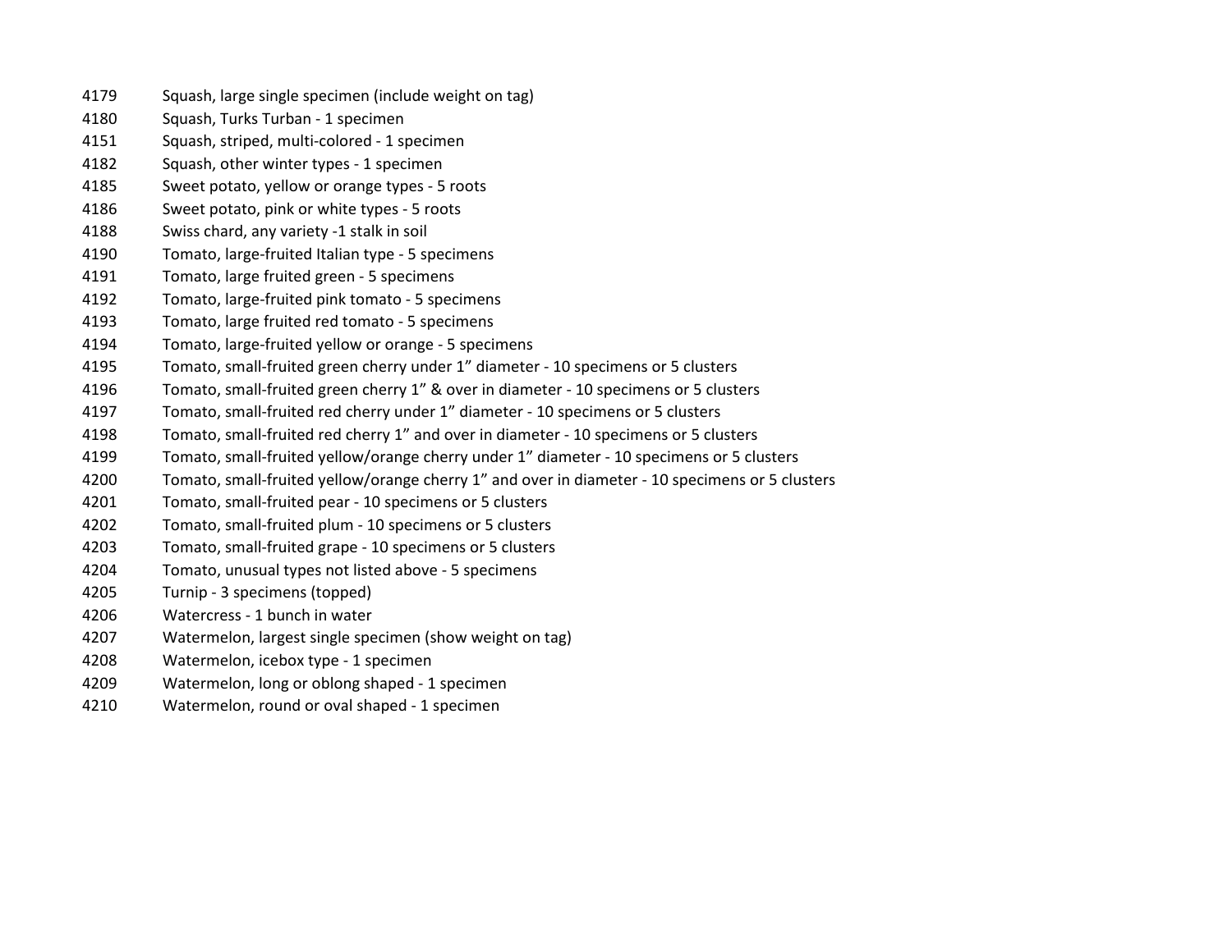| | |
|---|---|
| 4179 | Squash, large single specimen (include weight on tag) |
| 4180 | Squash, Turks Turban - 1 specimen |
| 4151 | Squash, striped, multi-colored - 1 specimen |
| 4182 | Squash, other winter types - 1 specimen |
| 4185 | Sweet potato, yellow or orange types - 5 roots |
| 4186 | Sweet potato, pink or white types - 5 roots |
| 4188 | Swiss chard, any variety -1 stalk in soil |
| 4190 | Tomato, large-fruited Italian type - 5 specimens |
| 4191 | Tomato, large fruited green - 5 specimens |
| 4192 | Tomato, large-fruited pink tomato - 5 specimens |
| 4193 | Tomato, large fruited red tomato - 5 specimens |
| 4194 | Tomato, large-fruited yellow or orange - 5 specimens |
| 4195 | Tomato, small-fruited green cherry under 1" diameter - 10 specimens or 5 clusters |
| 4196 | Tomato, small-fruited green cherry 1" & over in diameter - 10 specimens or 5 clusters |
| 4197 | Tomato, small-fruited red cherry under 1" diameter - 10 specimens or 5 clusters |
| 4198 | Tomato, small-fruited red cherry 1" and over in diameter - 10 specimens or 5 clusters |
| 4199 | Tomato, small-fruited yellow/orange cherry under 1" diameter - 10 specimens or 5 clusters |
| 4200 | Tomato, small-fruited yellow/orange cherry 1" and over in diameter - 10 specimens or 5 clusters |
| 4201 | Tomato, small-fruited pear - 10 specimens or 5 clusters |
| 4202 | Tomato, small-fruited plum - 10 specimens or 5 clusters |
| 4203 | Tomato, small-fruited grape - 10 specimens or 5 clusters |
| 4204 | Tomato, unusual types not listed above - 5 specimens |
| 4205 | Turnip - 3 specimens (topped) |
| 4206 | Watercress - 1 bunch in water |
| 4207 | Watermelon, largest single specimen (show weight on tag) |
| 4208 | Watermelon, icebox type - 1 specimen |
| 4209 | Watermelon, long or oblong shaped - 1 specimen |
| 4210 | Watermelon, round or oval shaped - 1 specimen |